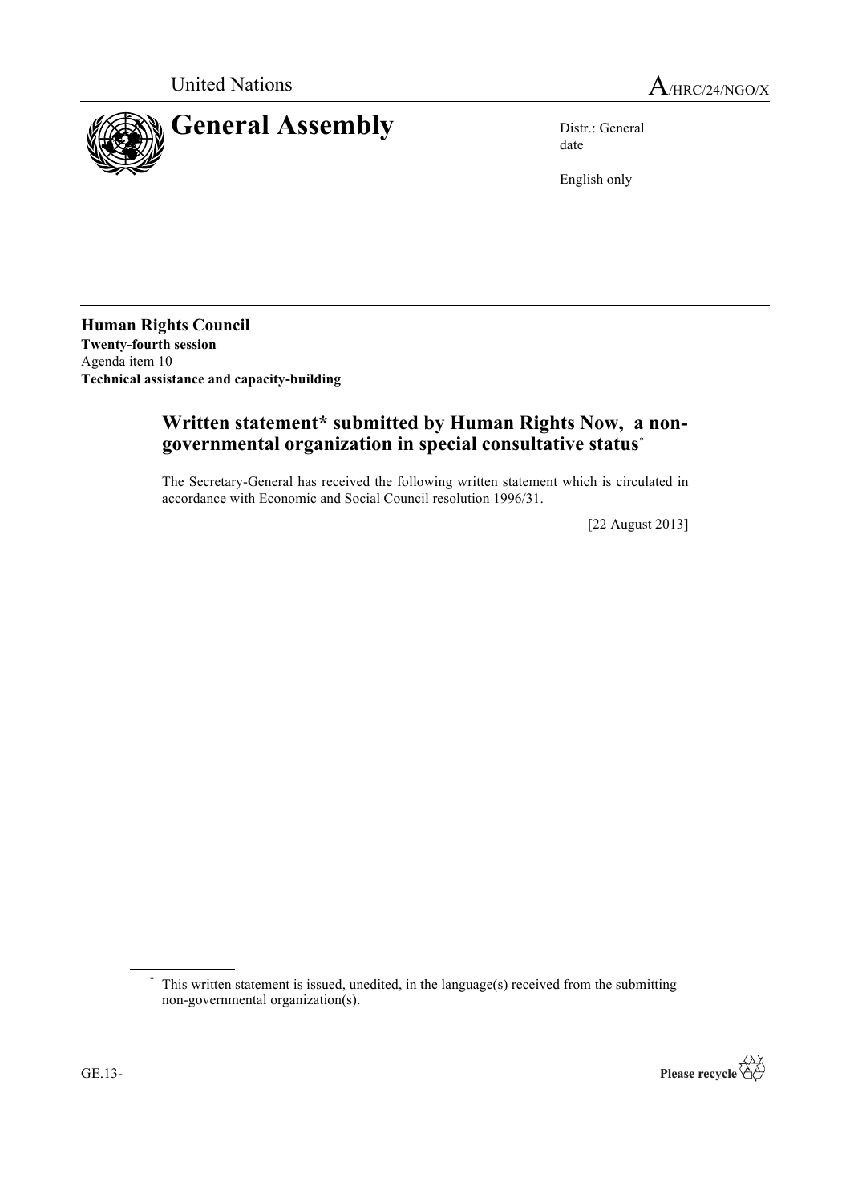United Nations A/HRC/24/NGO/X

# General Assembly

Distr.: General
date

English only

**Human Rights Council**
**Twenty-fourth session**
Agenda item 10
**Technical assistance and capacity-building**

## Written statement* submitted by Human Rights Now, a non-governmental organization in special consultative status*

The Secretary-General has received the following written statement which is circulated in accordance with Economic and Social Council resolution 1996/31.

[22 August 2013]

* This written statement is issued, unedited, in the language(s) received from the submitting non-governmental organization(s).

GE.13-

Please recycle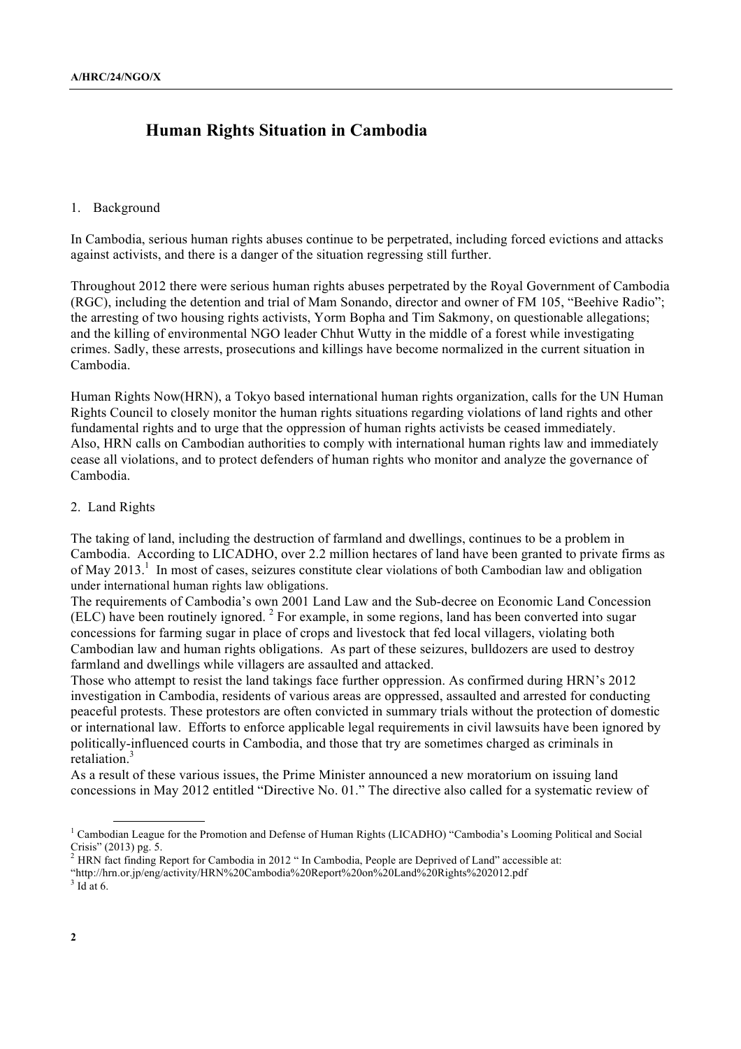# Human Rights Situation in Cambodia

## 1. Background

In Cambodia, serious human rights abuses continue to be perpetrated, including forced evictions and attacks against activists, and there is a danger of the situation regressing still further.

Throughout 2012 there were serious human rights abuses perpetrated by the Royal Government of Cambodia (RGC), including the detention and trial of Mam Sonando, director and owner of FM 105, "Beehive Radio"; the arresting of two housing rights activists, Yorm Bopha and Tim Sakmony, on questionable allegations; and the killing of environmental NGO leader Chhut Wutty in the middle of a forest while investigating crimes. Sadly, these arrests, prosecutions and killings have become normalized in the current situation in Cambodia.

Human Rights Now(HRN), a Tokyo based international human rights organization, calls for the UN Human Rights Council to closely monitor the human rights situations regarding violations of land rights and other fundamental rights and to urge that the oppression of human rights activists be ceased immediately. Also, HRN calls on Cambodian authorities to comply with international human rights law and immediately cease all violations, and to protect defenders of human rights who monitor and analyze the governance of Cambodia.

## 2. Land Rights

The taking of land, including the destruction of farmland and dwellings, continues to be a problem in Cambodia. According to LICADHO, over 2.2 million hectares of land have been granted to private firms as of May 2013.[1] In most of cases, seizures constitute clear violations of both Cambodian law and obligation under international human rights law obligations.

The requirements of Cambodia's own 2001 Land Law and the Sub-decree on Economic Land Concession (ELC) have been routinely ignored. [2] For example, in some regions, land has been converted into sugar concessions for farming sugar in place of crops and livestock that fed local villagers, violating both Cambodian law and human rights obligations. As part of these seizures, bulldozers are used to destroy farmland and dwellings while villagers are assaulted and attacked.

Those who attempt to resist the land takings face further oppression. As confirmed during HRN's 2012 investigation in Cambodia, residents of various areas are oppressed, assaulted and arrested for conducting peaceful protests. These protestors are often convicted in summary trials without the protection of domestic or international law. Efforts to enforce applicable legal requirements in civil lawsuits have been ignored by politically-influenced courts in Cambodia, and those that try are sometimes charged as criminals in retaliation.[3]

As a result of these various issues, the Prime Minister announced a new moratorium on issuing land concessions in May 2012 entitled "Directive No. 01." The directive also called for a systematic review of

---

[1] Cambodian League for the Promotion and Defense of Human Rights (LICADHO) "Cambodia's Looming Political and Social Crisis" (2013) pg. 5.

[2] HRN fact finding Report for Cambodia in 2012 " In Cambodia, People are Deprived of Land" accessible at: "http://hrn.or.jp/eng/activity/HRN%20Cambodia%20Report%20on%20Land%20Rights%202012.pdf

[3] Id at 6.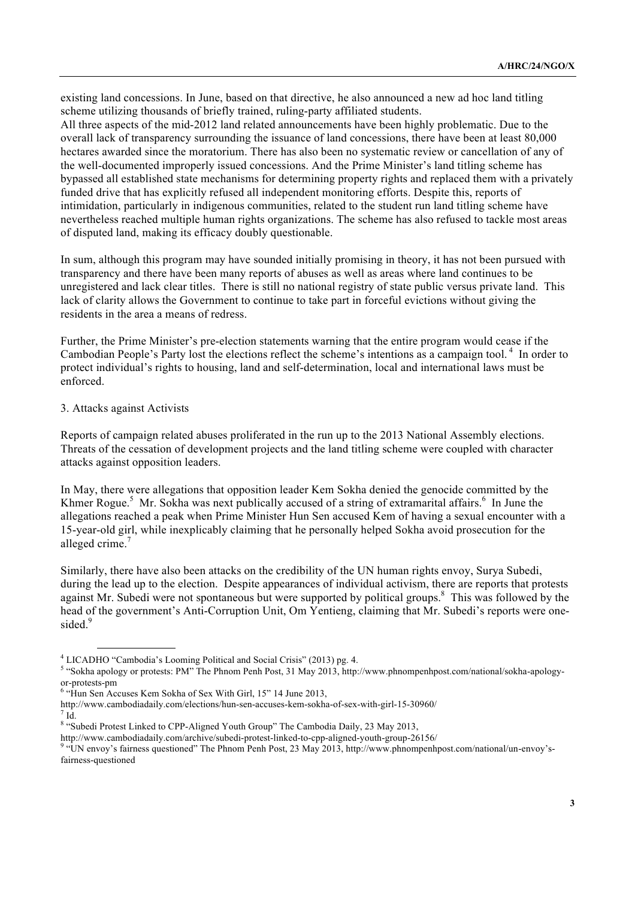existing land concessions. In June, based on that directive, he also announced a new ad hoc land titling scheme utilizing thousands of briefly trained, ruling-party affiliated students.
All three aspects of the mid-2012 land related announcements have been highly problematic. Due to the overall lack of transparency surrounding the issuance of land concessions, there have been at least 80,000 hectares awarded since the moratorium. There has also been no systematic review or cancellation of any of the well-documented improperly issued concessions. And the Prime Minister's land titling scheme has bypassed all established state mechanisms for determining property rights and replaced them with a privately funded drive that has explicitly refused all independent monitoring efforts. Despite this, reports of intimidation, particularly in indigenous communities, related to the student run land titling scheme have nevertheless reached multiple human rights organizations. The scheme has also refused to tackle most areas of disputed land, making its efficacy doubly questionable.

In sum, although this program may have sounded initially promising in theory, it has not been pursued with transparency and there have been many reports of abuses as well as areas where land continues to be unregistered and lack clear titles. There is still no national registry of state public versus private land. This lack of clarity allows the Government to continue to take part in forceful evictions without giving the residents in the area a means of redress.

Further, the Prime Minister's pre-election statements warning that the entire program would cease if the Cambodian People's Party lost the elections reflect the scheme's intentions as a campaign tool.[4] In order to protect individual's rights to housing, land and self-determination, local and international laws must be enforced.

3. Attacks against Activists

Reports of campaign related abuses proliferated in the run up to the 2013 National Assembly elections. Threats of the cessation of development projects and the land titling scheme were coupled with character attacks against opposition leaders.

In May, there were allegations that opposition leader Kem Sokha denied the genocide committed by the Khmer Rogue.[5] Mr. Sokha was next publically accused of a string of extramarital affairs.[6] In June the allegations reached a peak when Prime Minister Hun Sen accused Kem of having a sexual encounter with a 15-year-old girl, while inexplicably claiming that he personally helped Sokha avoid prosecution for the alleged crime.[7]

Similarly, there have also been attacks on the credibility of the UN human rights envoy, Surya Subedi, during the lead up to the election. Despite appearances of individual activism, there are reports that protests against Mr. Subedi were not spontaneous but were supported by political groups.[8] This was followed by the head of the government's Anti-Corruption Unit, Om Yentieng, claiming that Mr. Subedi's reports were one-sided.[9]

---

[4] LICADHO "Cambodia's Looming Political and Social Crisis" (2013) pg. 4.

[5] "Sokha apology or protests: PM" The Phnom Penh Post, 31 May 2013, http://www.phnompenhpost.com/national/sokha-apology-or-protests-pm

[6] "Hun Sen Accuses Kem Sokha of Sex With Girl, 15" 14 June 2013, http://www.cambodiadaily.com/elections/hun-sen-accuses-kem-sokha-of-sex-with-girl-15-30960/

[7] Id.

[8] "Subedi Protest Linked to CPP-Aligned Youth Group" The Cambodia Daily, 23 May 2013, http://www.cambodiadaily.com/archive/subedi-protest-linked-to-cpp-aligned-youth-group-26156/

[9] "UN envoy's fairness questioned" The Phnom Penh Post, 23 May 2013, http://www.phnompenhpost.com/national/un-envoy's-fairness-questioned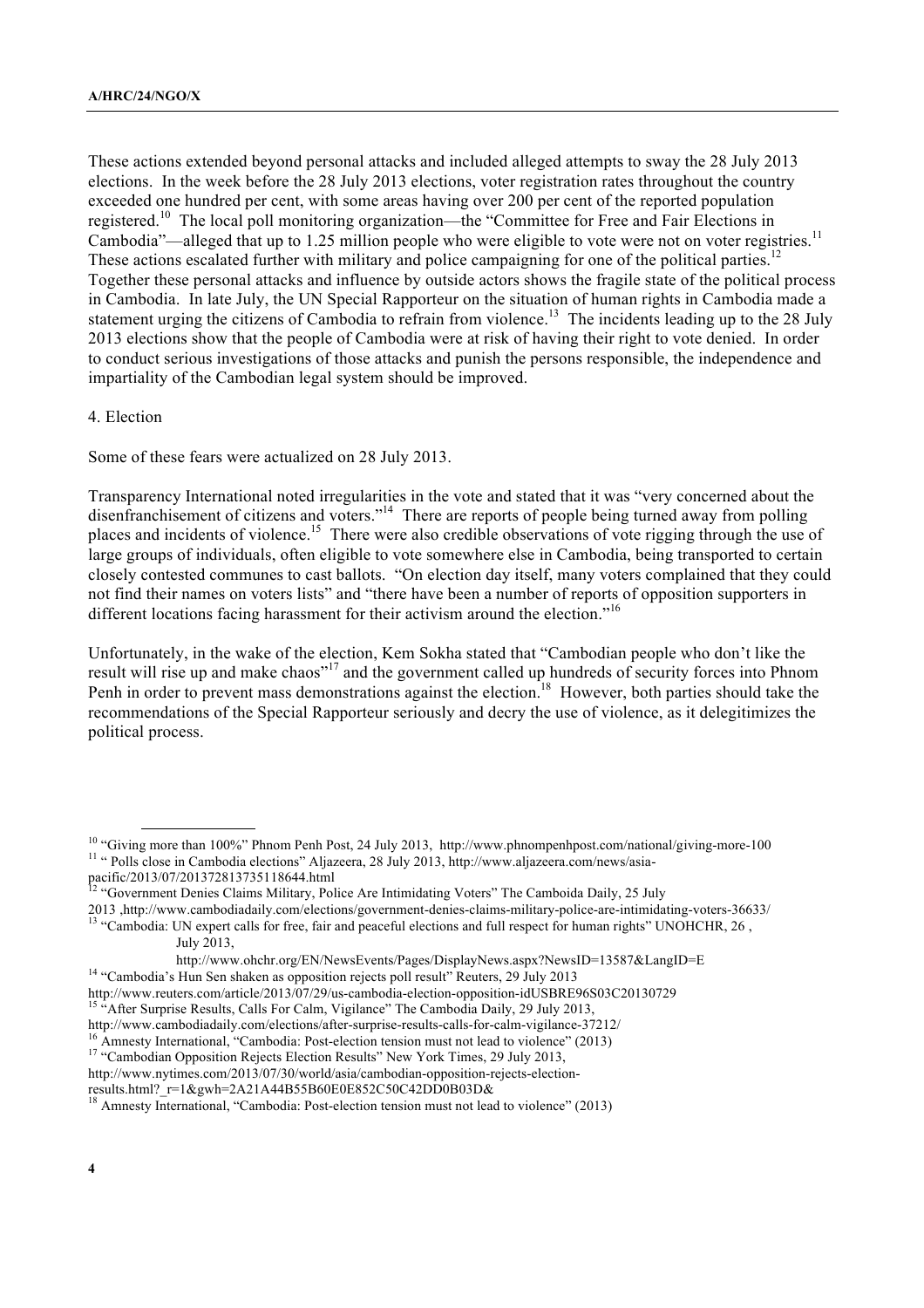These actions extended beyond personal attacks and included alleged attempts to sway the 28 July 2013 elections. In the week before the 28 July 2013 elections, voter registration rates throughout the country exceeded one hundred per cent, with some areas having over 200 per cent of the reported population registered.[10] The local poll monitoring organization—the "Committee for Free and Fair Elections in Cambodia"—alleged that up to 1.25 million people who were eligible to vote were not on voter registries.[11] These actions escalated further with military and police campaigning for one of the political parties.[12] Together these personal attacks and influence by outside actors shows the fragile state of the political process in Cambodia. In late July, the UN Special Rapporteur on the situation of human rights in Cambodia made a statement urging the citizens of Cambodia to refrain from violence.[13] The incidents leading up to the 28 July 2013 elections show that the people of Cambodia were at risk of having their right to vote denied. In order to conduct serious investigations of those attacks and punish the persons responsible, the independence and impartiality of the Cambodian legal system should be improved.

4. Election

Some of these fears were actualized on 28 July 2013.

Transparency International noted irregularities in the vote and stated that it was "very concerned about the disenfranchisement of citizens and voters."[14] There are reports of people being turned away from polling places and incidents of violence.[15] There were also credible observations of vote rigging through the use of large groups of individuals, often eligible to vote somewhere else in Cambodia, being transported to certain closely contested communes to cast ballots. "On election day itself, many voters complained that they could not find their names on voters lists" and "there have been a number of reports of opposition supporters in different locations facing harassment for their activism around the election."[16]

Unfortunately, in the wake of the election, Kem Sokha stated that "Cambodian people who don't like the result will rise up and make chaos"[17] and the government called up hundreds of security forces into Phnom Penh in order to prevent mass demonstrations against the election.[18] However, both parties should take the recommendations of the Special Rapporteur seriously and decry the use of violence, as it delegitimizes the political process.

---

[10] "Giving more than 100%" Phnom Penh Post, 24 July 2013, http://www.phnompenhpost.com/national/giving-more-100

[11] " Polls close in Cambodia elections" Aljazeera, 28 July 2013, http://www.aljazeera.com/news/asia-pacific/2013/07/201372813735118644.html

[12] "Government Denies Claims Military, Police Are Intimidating Voters" The Camboida Daily, 25 July 2013 ,http://www.cambodiadaily.com/elections/government-denies-claims-military-police-are-intimidating-voters-36633/

[13] "Cambodia: UN expert calls for free, fair and peaceful elections and full respect for human rights" UNOHCHR, 26 , July 2013, http://www.ohchr.org/EN/NewsEvents/Pages/DisplayNews.aspx?NewsID=13587&LangID=E

[14] "Cambodia's Hun Sen shaken as opposition rejects poll result" Reuters, 29 July 2013 http://www.reuters.com/article/2013/07/29/us-cambodia-election-opposition-idUSBRE96S03C20130729

[15] "After Surprise Results, Calls For Calm, Vigilance" The Cambodia Daily, 29 July 2013, http://www.cambodiadaily.com/elections/after-surprise-results-calls-for-calm-vigilance-37212/

[16] Amnesty International, "Cambodia: Post-election tension must not lead to violence" (2013)

[17] "Cambodian Opposition Rejects Election Results" New York Times, 29 July 2013, http://www.nytimes.com/2013/07/30/world/asia/cambodian-opposition-rejects-election-results.html?_r=1&gwh=2A21A44B55B60E0E852C50C42DD0B03D&

[18] Amnesty International, "Cambodia: Post-election tension must not lead to violence" (2013)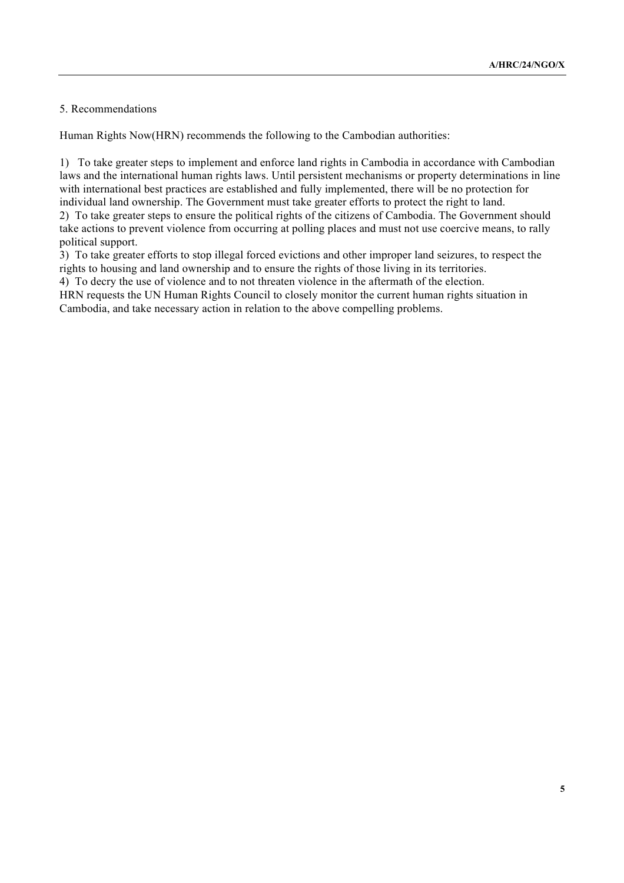5. Recommendations

Human Rights Now(HRN) recommends the following to the Cambodian authorities:

1) To take greater steps to implement and enforce land rights in Cambodia in accordance with Cambodian laws and the international human rights laws. Until persistent mechanisms or property determinations in line with international best practices are established and fully implemented, there will be no protection for individual land ownership. The Government must take greater efforts to protect the right to land.
2) To take greater steps to ensure the political rights of the citizens of Cambodia. The Government should take actions to prevent violence from occurring at polling places and must not use coercive means, to rally political support.
3) To take greater efforts to stop illegal forced evictions and other improper land seizures, to respect the rights to housing and land ownership and to ensure the rights of those living in its territories.
4) To decry the use of violence and to not threaten violence in the aftermath of the election.

HRN requests the UN Human Rights Council to closely monitor the current human rights situation in Cambodia, and take necessary action in relation to the above compelling problems.